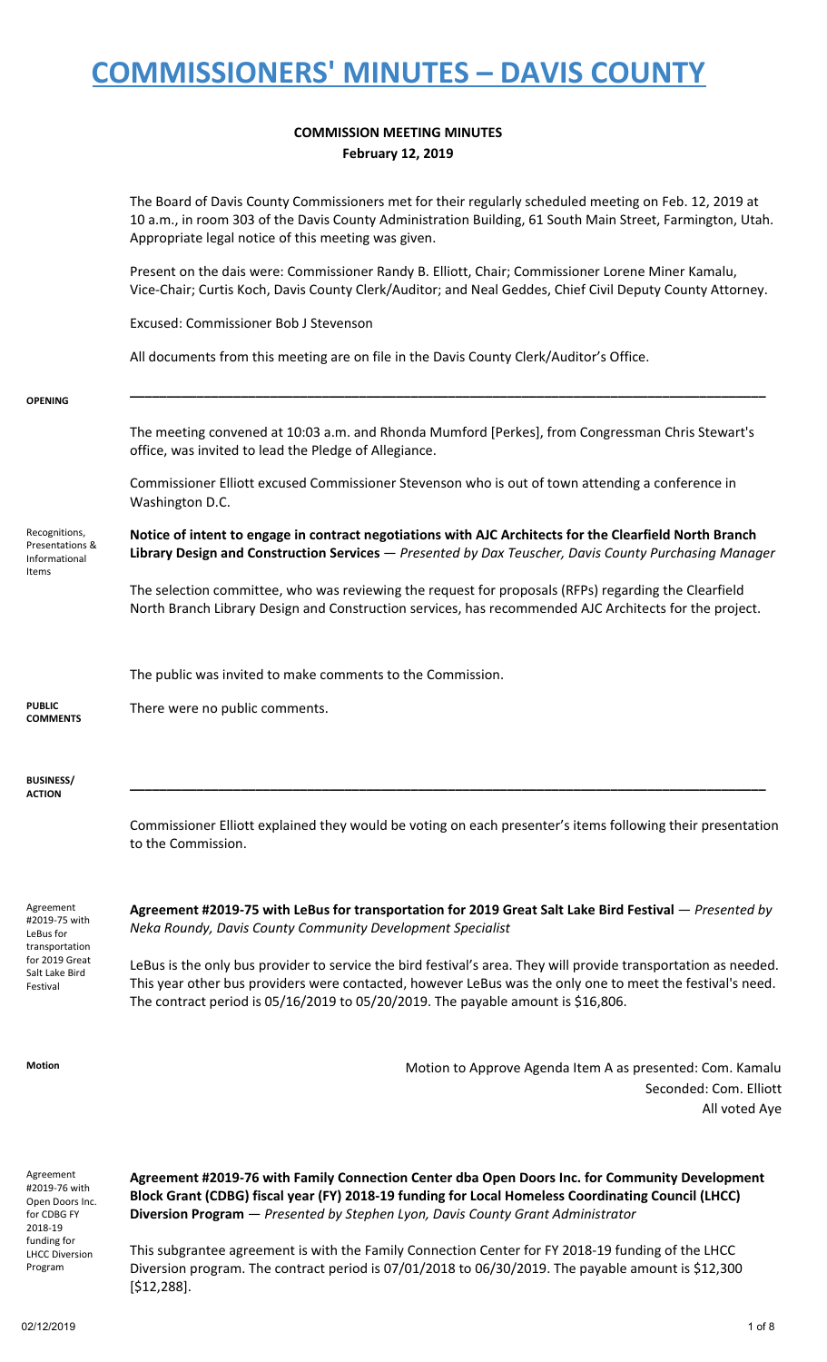# COMMISSIONERS' MINUTES – DAVIS COUNTY

## COMMISSION MEETING MINUTES
**February 12, 2019**

The Board of Davis County Commissioners met for their regularly scheduled meeting on Feb. 12, 2019 at 10 a.m., in room 303 of the Davis County Administration Building, 61 South Main Street, Farmington, Utah. Appropriate legal notice of this meeting was given.

Present on the dais were: Commissioner Randy B. Elliott, Chair; Commissioner Lorene Miner Kamalu, Vice-Chair; Curtis Koch, Davis County Clerk/Auditor; and Neal Geddes, Chief Civil Deputy County Attorney.

Excused: Commissioner Bob J Stevenson

All documents from this meeting are on file in the Davis County Clerk/Auditor's Office.

**OPENING**

---

The meeting convened at 10:03 a.m. and Rhonda Mumford [Perkes], from Congressman Chris Stewart's office, was invited to lead the Pledge of Allegiance.

Commissioner Elliott excused Commissioner Stevenson who is out of town attending a conference in Washington D.C.

Recognitions, Presentations & Informational Items

**Notice of intent to engage in contract negotiations with AJC Architects for the Clearfield North Branch Library Design and Construction Services** — *Presented by Dax Teuscher, Davis County Purchasing Manager*

The selection committee, who was reviewing the request for proposals (RFPs) regarding the Clearfield North Branch Library Design and Construction services, has recommended AJC Architects for the project.

The public was invited to make comments to the Commission.

**PUBLIC COMMENTS**

There were no public comments.

**BUSINESS/ ACTION**

---

Commissioner Elliott explained they would be voting on each presenter's items following their presentation to the Commission.

Agreement #2019-75 with LeBus for transportation for 2019 Great Salt Lake Bird Festival

**Agreement #2019-75 with LeBus for transportation for 2019 Great Salt Lake Bird Festival** — *Presented by Neka Roundy, Davis County Community Development Specialist*

LeBus is the only bus provider to service the bird festival's area. They will provide transportation as needed. This year other bus providers were contacted, however LeBus was the only one to meet the festival's need. The contract period is 05/16/2019 to 05/20/2019. The payable amount is $16,806.

**Motion**

Motion to Approve Agenda Item A as presented: Com. Kamalu
Seconded: Com. Elliott
All voted Aye

Agreement #2019-76 with Open Doors Inc. for CDBG FY 2018-19 funding for LHCC Diversion Program

**Agreement #2019-76 with Family Connection Center dba Open Doors Inc. for Community Development Block Grant (CDBG) fiscal year (FY) 2018-19 funding for Local Homeless Coordinating Council (LHCC) Diversion Program** — *Presented by Stephen Lyon, Davis County Grant Administrator*

This subgrantee agreement is with the Family Connection Center for FY 2018-19 funding of the LHCC Diversion program. The contract period is 07/01/2018 to 06/30/2019. The payable amount is $12,300 [$12,288].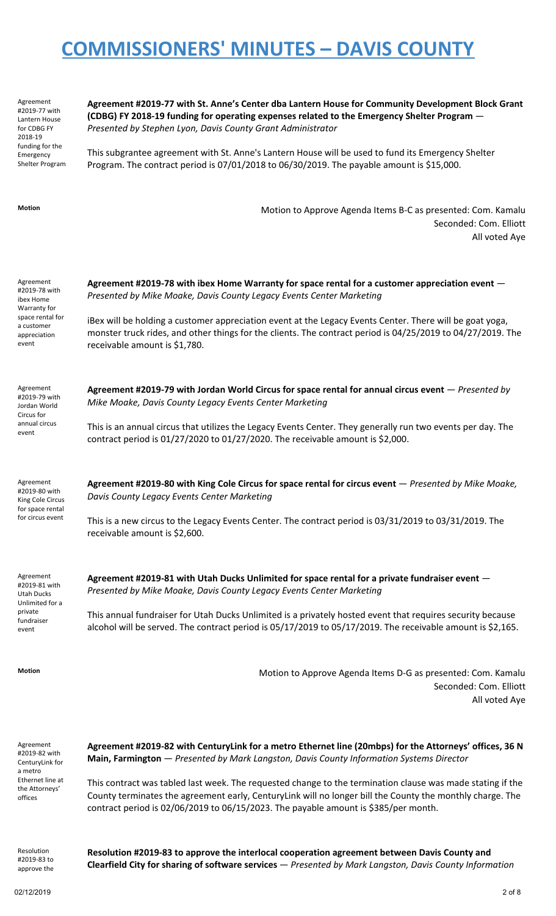# COMMISSIONERS' MINUTES – DAVIS COUNTY

Agreement #2019-77 with Lantern House for CDBG FY 2018-19 funding for the Emergency Shelter Program

**Agreement #2019-77 with St. Anne's Center dba Lantern House for Community Development Block Grant (CDBG) FY 2018-19 funding for operating expenses related to the Emergency Shelter Program** — *Presented by Stephen Lyon, Davis County Grant Administrator*

This subgrantee agreement with St. Anne's Lantern House will be used to fund its Emergency Shelter Program. The contract period is 07/01/2018 to 06/30/2019. The payable amount is $15,000.

**Motion**

Motion to Approve Agenda Items B-C as presented: Com. Kamalu
Seconded: Com. Elliott
All voted Aye

Agreement #2019-78 with ibex Home Warranty for space rental for a customer appreciation event

**Agreement #2019-78 with ibex Home Warranty for space rental for a customer appreciation event** — *Presented by Mike Moake, Davis County Legacy Events Center Marketing*

iBex will be holding a customer appreciation event at the Legacy Events Center. There will be goat yoga, monster truck rides, and other things for the clients. The contract period is 04/25/2019 to 04/27/2019. The receivable amount is $1,780.

Agreement #2019-79 with Jordan World Circus for annual circus event

**Agreement #2019-79 with Jordan World Circus for space rental for annual circus event** — *Presented by Mike Moake, Davis County Legacy Events Center Marketing*

This is an annual circus that utilizes the Legacy Events Center. They generally run two events per day. The contract period is 01/27/2020 to 01/27/2020. The receivable amount is $2,000.

Agreement #2019-80 with King Cole Circus for space rental for circus event

**Agreement #2019-80 with King Cole Circus for space rental for circus event** — *Presented by Mike Moake, Davis County Legacy Events Center Marketing*

This is a new circus to the Legacy Events Center. The contract period is 03/31/2019 to 03/31/2019. The receivable amount is $2,600.

Agreement #2019-81 with Utah Ducks Unlimited for a private fundraiser event

**Agreement #2019-81 with Utah Ducks Unlimited for space rental for a private fundraiser event** — *Presented by Mike Moake, Davis County Legacy Events Center Marketing*

This annual fundraiser for Utah Ducks Unlimited is a privately hosted event that requires security because alcohol will be served. The contract period is 05/17/2019 to 05/17/2019. The receivable amount is $2,165.

**Motion**

Motion to Approve Agenda Items D-G as presented: Com. Kamalu
Seconded: Com. Elliott
All voted Aye

Agreement #2019-82 with CenturyLink for a metro Ethernet line at the Attorneys' offices

**Agreement #2019-82 with CenturyLink for a metro Ethernet line (20mbps) for the Attorneys' offices, 36 N Main, Farmington** — *Presented by Mark Langston, Davis County Information Systems Director*

This contract was tabled last week. The requested change to the termination clause was made stating if the County terminates the agreement early, CenturyLink will no longer bill the County the monthly charge. The contract period is 02/06/2019 to 06/15/2023. The payable amount is $385/per month.

Resolution #2019-83 to approve the

**Resolution #2019-83 to approve the interlocal cooperation agreement between Davis County and Clearfield City for sharing of software services** — *Presented by Mark Langston, Davis County Information*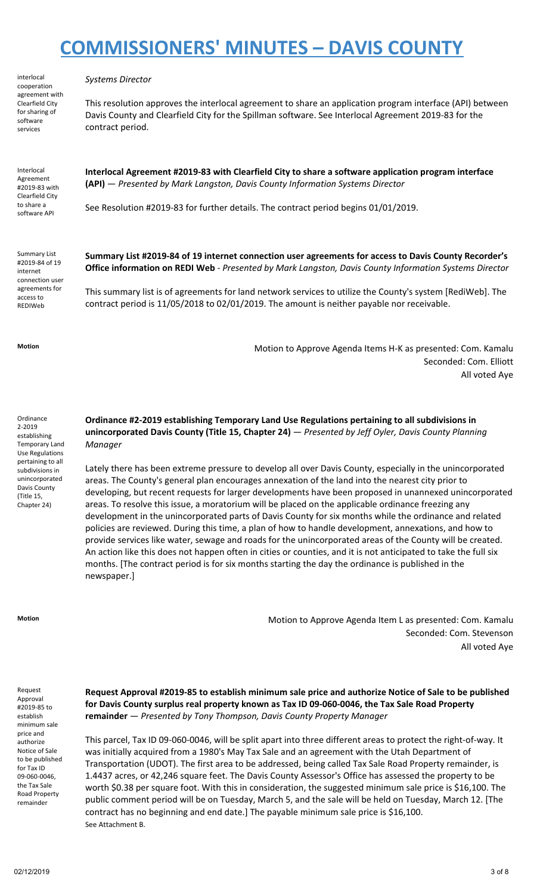# COMMISSIONERS' MINUTES – DAVIS COUNTY

interlocal cooperation agreement with Clearfield City for sharing of software services

*Systems Director*

This resolution approves the interlocal agreement to share an application program interface (API) between Davis County and Clearfield City for the Spillman software. See Interlocal Agreement 2019-83 for the contract period.

Interlocal Agreement #2019-83 with Clearfield City to share a software API

**Interlocal Agreement #2019-83 with Clearfield City to share a software application program interface (API)** — *Presented by Mark Langston, Davis County Information Systems Director*

See Resolution #2019-83 for further details. The contract period begins 01/01/2019.

Summary List #2019-84 of 19 internet connection user agreements for access to REDIWeb

**Summary List #2019-84 of 19 internet connection user agreements for access to Davis County Recorder's Office information on REDI Web** - *Presented by Mark Langston, Davis County Information Systems Director*

This summary list is of agreements for land network services to utilize the County's system [RediWeb]. The contract period is 11/05/2018 to 02/01/2019. The amount is neither payable nor receivable.

**Motion**

Motion to Approve Agenda Items H-K as presented: Com. Kamalu
Seconded: Com. Elliott
All voted Aye

Ordinance 2-2019 establishing Temporary Land Use Regulations pertaining to all subdivisions in unincorporated Davis County (Title 15, Chapter 24)

**Ordinance #2-2019 establishing Temporary Land Use Regulations pertaining to all subdivisions in unincorporated Davis County (Title 15, Chapter 24)** — *Presented by Jeff Oyler, Davis County Planning Manager*

Lately there has been extreme pressure to develop all over Davis County, especially in the unincorporated areas. The County's general plan encourages annexation of the land into the nearest city prior to developing, but recent requests for larger developments have been proposed in unannexed unincorporated areas. To resolve this issue, a moratorium will be placed on the applicable ordinance freezing any development in the unincorporated parts of Davis County for six months while the ordinance and related policies are reviewed. During this time, a plan of how to handle development, annexations, and how to provide services like water, sewage and roads for the unincorporated areas of the County will be created. An action like this does not happen often in cities or counties, and it is not anticipated to take the full six months. [The contract period is for six months starting the day the ordinance is published in the newspaper.]

**Motion**

Motion to Approve Agenda Item L as presented: Com. Kamalu
Seconded: Com. Stevenson
All voted Aye

Request Approval #2019-85 to establish minimum sale price and authorize Notice of Sale to be published for Tax ID 09-060-0046, the Tax Sale Road Property remainder

**Request Approval #2019-85 to establish minimum sale price and authorize Notice of Sale to be published for Davis County surplus real property known as Tax ID 09-060-0046, the Tax Sale Road Property remainder** — *Presented by Tony Thompson, Davis County Property Manager*

This parcel, Tax ID 09-060-0046, will be split apart into three different areas to protect the right-of-way. It was initially acquired from a 1980's May Tax Sale and an agreement with the Utah Department of Transportation (UDOT). The first area to be addressed, being called Tax Sale Road Property remainder, is 1.4437 acres, or 42,246 square feet. The Davis County Assessor's Office has assessed the property to be worth $0.38 per square foot. With this in consideration, the suggested minimum sale price is $16,100. The public comment period will be on Tuesday, March 5, and the sale will be held on Tuesday, March 12. [The contract has no beginning and end date.] The payable minimum sale price is $16,100.
See Attachment B.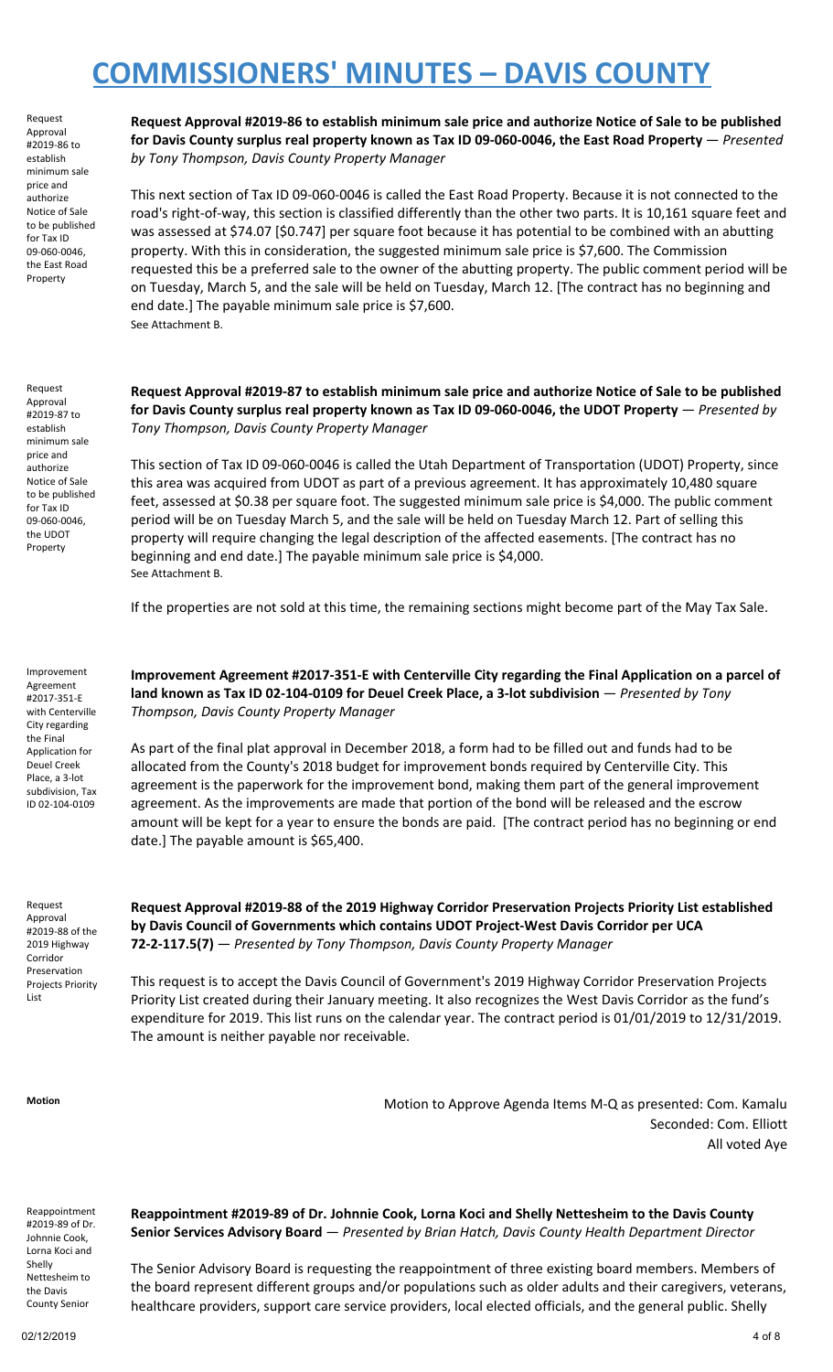# COMMISSIONERS' MINUTES – DAVIS COUNTY

Request Approval #2019-86 to establish minimum sale price and authorize Notice of Sale to be published for Tax ID 09-060-0046, the East Road Property

**Request Approval #2019-86 to establish minimum sale price and authorize Notice of Sale to be published for Davis County surplus real property known as Tax ID 09-060-0046, the East Road Property** — *Presented by Tony Thompson, Davis County Property Manager*

This next section of Tax ID 09-060-0046 is called the East Road Property. Because it is not connected to the road's right-of-way, this section is classified differently than the other two parts. It is 10,161 square feet and was assessed at $74.07 [$0.747] per square foot because it has potential to be combined with an abutting property. With this in consideration, the suggested minimum sale price is $7,600. The Commission requested this be a preferred sale to the owner of the abutting property. The public comment period will be on Tuesday, March 5, and the sale will be held on Tuesday, March 12. [The contract has no beginning and end date.] The payable minimum sale price is $7,600.
See Attachment B.

Request Approval #2019-87 to establish minimum sale price and authorize Notice of Sale to be published for Tax ID 09-060-0046, the UDOT Property

**Request Approval #2019-87 to establish minimum sale price and authorize Notice of Sale to be published for Davis County surplus real property known as Tax ID 09-060-0046, the UDOT Property** — *Presented by Tony Thompson, Davis County Property Manager*

This section of Tax ID 09-060-0046 is called the Utah Department of Transportation (UDOT) Property, since this area was acquired from UDOT as part of a previous agreement. It has approximately 10,480 square feet, assessed at $0.38 per square foot. The suggested minimum sale price is $4,000. The public comment period will be on Tuesday March 5, and the sale will be held on Tuesday March 12. Part of selling this property will require changing the legal description of the affected easements. [The contract has no beginning and end date.] The payable minimum sale price is $4,000.
See Attachment B.

If the properties are not sold at this time, the remaining sections might become part of the May Tax Sale.

Improvement Agreement #2017-351-E with Centerville City regarding the Final Application for Deuel Creek Place, a 3-lot subdivision, Tax ID 02-104-0109

**Improvement Agreement #2017-351-E with Centerville City regarding the Final Application on a parcel of land known as Tax ID 02-104-0109 for Deuel Creek Place, a 3-lot subdivision** — *Presented by Tony Thompson, Davis County Property Manager*

As part of the final plat approval in December 2018, a form had to be filled out and funds had to be allocated from the County's 2018 budget for improvement bonds required by Centerville City. This agreement is the paperwork for the improvement bond, making them part of the general improvement agreement. As the improvements are made that portion of the bond will be released and the escrow amount will be kept for a year to ensure the bonds are paid. [The contract period has no beginning or end date.] The payable amount is $65,400.

Request Approval #2019-88 of the 2019 Highway Corridor Preservation Projects Priority List

**Request Approval #2019-88 of the 2019 Highway Corridor Preservation Projects Priority List established by Davis Council of Governments which contains UDOT Project-West Davis Corridor per UCA 72-2-117.5(7)** — *Presented by Tony Thompson, Davis County Property Manager*

This request is to accept the Davis Council of Government's 2019 Highway Corridor Preservation Projects Priority List created during their January meeting. It also recognizes the West Davis Corridor as the fund's expenditure for 2019. This list runs on the calendar year. The contract period is 01/01/2019 to 12/31/2019. The amount is neither payable nor receivable.

**Motion**

Motion to Approve Agenda Items M-Q as presented: Com. Kamalu
Seconded: Com. Elliott
All voted Aye

Reappointment #2019-89 of Dr. Johnnie Cook, Lorna Koci and Shelly Nettesheim to the Davis County Senior

**Reappointment #2019-89 of Dr. Johnnie Cook, Lorna Koci and Shelly Nettesheim to the Davis County Senior Services Advisory Board** — *Presented by Brian Hatch, Davis County Health Department Director*

The Senior Advisory Board is requesting the reappointment of three existing board members. Members of the board represent different groups and/or populations such as older adults and their caregivers, veterans, healthcare providers, support care service providers, local elected officials, and the general public. Shelly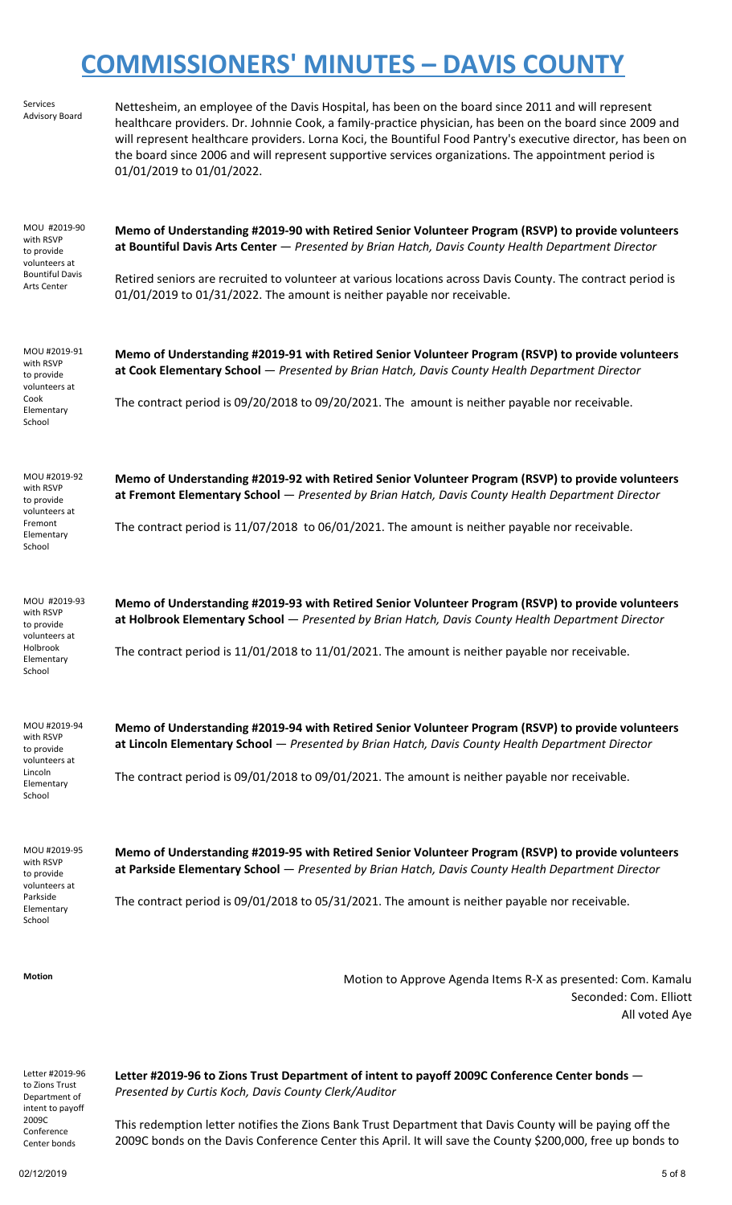# COMMISSIONERS' MINUTES – DAVIS COUNTY

Services Advisory Board

Nettesheim, an employee of the Davis Hospital, has been on the board since 2011 and will represent healthcare providers. Dr. Johnnie Cook, a family-practice physician, has been on the board since 2009 and will represent healthcare providers. Lorna Koci, the Bountiful Food Pantry's executive director, has been on the board since 2006 and will represent supportive services organizations. The appointment period is 01/01/2019 to 01/01/2022.

MOU #2019-90 with RSVP to provide volunteers at Bountiful Davis Arts Center

**Memo of Understanding #2019-90 with Retired Senior Volunteer Program (RSVP) to provide volunteers at Bountiful Davis Arts Center** — *Presented by Brian Hatch, Davis County Health Department Director*

Retired seniors are recruited to volunteer at various locations across Davis County. The contract period is 01/01/2019 to 01/31/2022. The amount is neither payable nor receivable.

MOU #2019-91 with RSVP to provide volunteers at Cook Elementary School

**Memo of Understanding #2019-91 with Retired Senior Volunteer Program (RSVP) to provide volunteers at Cook Elementary School** — *Presented by Brian Hatch, Davis County Health Department Director*

The contract period is 09/20/2018 to 09/20/2021. The amount is neither payable nor receivable.

MOU #2019-92 with RSVP to provide volunteers at Fremont Elementary School

**Memo of Understanding #2019-92 with Retired Senior Volunteer Program (RSVP) to provide volunteers at Fremont Elementary School** — *Presented by Brian Hatch, Davis County Health Department Director*

The contract period is 11/07/2018 to 06/01/2021. The amount is neither payable nor receivable.

MOU #2019-93 with RSVP to provide volunteers at Holbrook Elementary School

**Memo of Understanding #2019-93 with Retired Senior Volunteer Program (RSVP) to provide volunteers at Holbrook Elementary School** — *Presented by Brian Hatch, Davis County Health Department Director*

The contract period is 11/01/2018 to 11/01/2021. The amount is neither payable nor receivable.

MOU #2019-94 with RSVP to provide volunteers at Lincoln Elementary School

**Memo of Understanding #2019-94 with Retired Senior Volunteer Program (RSVP) to provide volunteers at Lincoln Elementary School** — *Presented by Brian Hatch, Davis County Health Department Director*

The contract period is 09/01/2018 to 09/01/2021. The amount is neither payable nor receivable.

MOU #2019-95 with RSVP to provide volunteers at Parkside Elementary School

**Memo of Understanding #2019-95 with Retired Senior Volunteer Program (RSVP) to provide volunteers at Parkside Elementary School** — *Presented by Brian Hatch, Davis County Health Department Director*

The contract period is 09/01/2018 to 05/31/2021. The amount is neither payable nor receivable.

**Motion**

Motion to Approve Agenda Items R-X as presented: Com. Kamalu
Seconded: Com. Elliott
All voted Aye

Letter #2019-96 to Zions Trust Department of intent to payoff 2009C Conference Center bonds

**Letter #2019-96 to Zions Trust Department of intent to payoff 2009C Conference Center bonds** — *Presented by Curtis Koch, Davis County Clerk/Auditor*

This redemption letter notifies the Zions Bank Trust Department that Davis County will be paying off the 2009C bonds on the Davis Conference Center this April. It will save the County $200,000, free up bonds to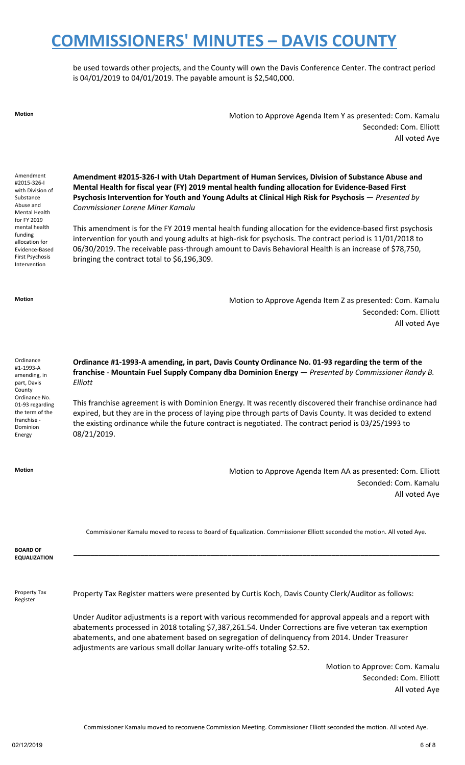be used towards other projects, and the County will own the Davis Conference Center. The contract period is 04/01/2019 to 04/01/2019. The payable amount is $2,540,000.

**Motion**

Motion to Approve Agenda Item Y as presented: Com. Kamalu
Seconded: Com. Elliott
All voted Aye

Amendment #2015-326-I with Division of Substance Abuse and Mental Health for FY 2019 mental health funding allocation for Evidence-Based First Psychosis Intervention

**Amendment #2015-326-I with Utah Department of Human Services, Division of Substance Abuse and Mental Health for fiscal year (FY) 2019 mental health funding allocation for Evidence-Based First Psychosis Intervention for Youth and Young Adults at Clinical High Risk for Psychosis** — *Presented by Commissioner Lorene Miner Kamalu*

This amendment is for the FY 2019 mental health funding allocation for the evidence-based first psychosis intervention for youth and young adults at high-risk for psychosis. The contract period is 11/01/2018 to 06/30/2019. The receivable pass-through amount to Davis Behavioral Health is an increase of $78,750, bringing the contract total to $6,196,309.

**Motion**

Motion to Approve Agenda Item Z as presented: Com. Kamalu
Seconded: Com. Elliott
All voted Aye

Ordinance #1-1993-A amending, in part, Davis County Ordinance No. 01-93 regarding the term of the franchise - Dominion Energy

**Ordinance #1-1993-A amending, in part, Davis County Ordinance No. 01-93 regarding the term of the franchise - Mountain Fuel Supply Company dba Dominion Energy** — *Presented by Commissioner Randy B. Elliott*

This franchise agreement is with Dominion Energy. It was recently discovered their franchise ordinance had expired, but they are in the process of laying pipe through parts of Davis County. It was decided to extend the existing ordinance while the future contract is negotiated. The contract period is 03/25/1993 to 08/21/2019.

**Motion**

Motion to Approve Agenda Item AA as presented: Com. Elliott
Seconded: Com. Kamalu
All voted Aye

Commissioner Kamalu moved to recess to Board of Equalization. Commissioner Elliott seconded the motion. All voted Aye.

## BOARD OF EQUALIZATION

Property Tax Register

Property Tax Register matters were presented by Curtis Koch, Davis County Clerk/Auditor as follows:

Under Auditor adjustments is a report with various recommended for approval appeals and a report with abatements processed in 2018 totaling $7,387,261.54. Under Corrections are five veteran tax exemption abatements, and one abatement based on segregation of delinquency from 2014. Under Treasurer adjustments are various small dollar January write-offs totaling $2.52.

Motion to Approve: Com. Kamalu
Seconded: Com. Elliott
All voted Aye

Commissioner Kamalu moved to reconvene Commission Meeting. Commissioner Elliott seconded the motion. All voted Aye.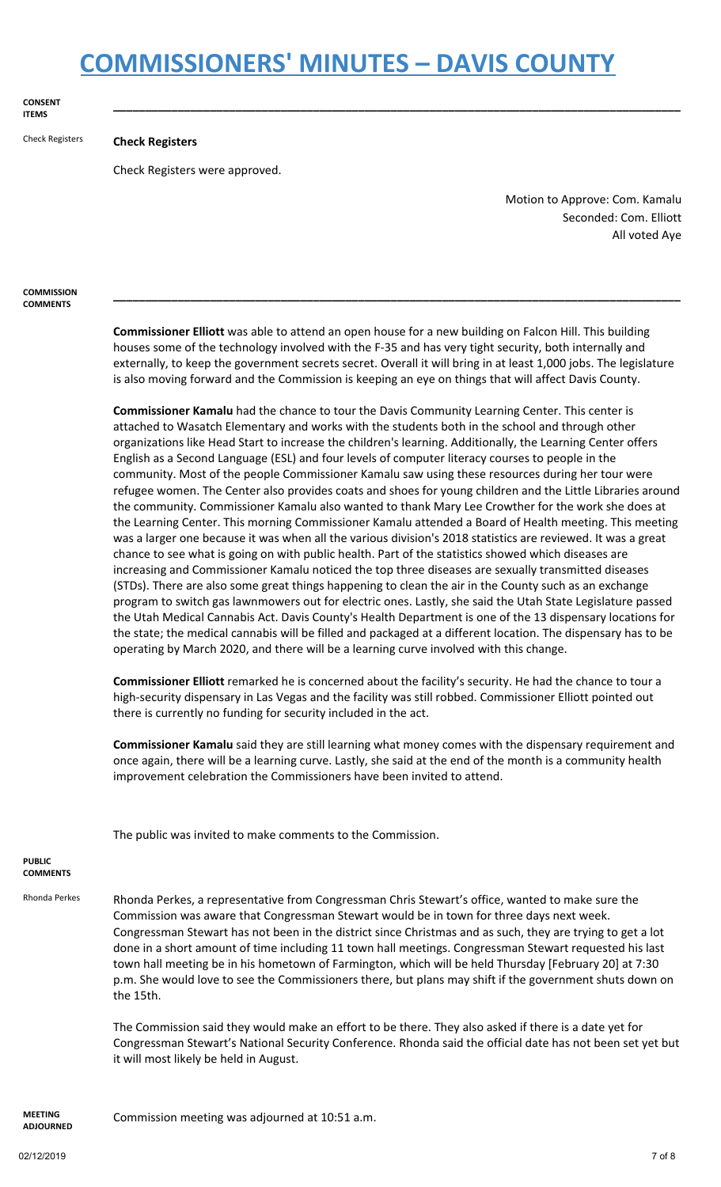# COMMISSIONERS' MINUTES – DAVIS COUNTY

**CONSENT ITEMS**

---

Check Registers

**Check Registers**

Check Registers were approved.

Motion to Approve: Com. Kamalu
Seconded: Com. Elliott
All voted Aye

**COMMISSION COMMENTS**

---

**Commissioner Elliott** was able to attend an open house for a new building on Falcon Hill. This building houses some of the technology involved with the F-35 and has very tight security, both internally and externally, to keep the government secrets secret. Overall it will bring in at least 1,000 jobs. The legislature is also moving forward and the Commission is keeping an eye on things that will affect Davis County.

**Commissioner Kamalu** had the chance to tour the Davis Community Learning Center. This center is attached to Wasatch Elementary and works with the students both in the school and through other organizations like Head Start to increase the children's learning. Additionally, the Learning Center offers English as a Second Language (ESL) and four levels of computer literacy courses to people in the community. Most of the people Commissioner Kamalu saw using these resources during her tour were refugee women. The Center also provides coats and shoes for young children and the Little Libraries around the community. Commissioner Kamalu also wanted to thank Mary Lee Crowther for the work she does at the Learning Center. This morning Commissioner Kamalu attended a Board of Health meeting. This meeting was a larger one because it was when all the various division's 2018 statistics are reviewed. It was a great chance to see what is going on with public health. Part of the statistics showed which diseases are increasing and Commissioner Kamalu noticed the top three diseases are sexually transmitted diseases (STDs). There are also some great things happening to clean the air in the County such as an exchange program to switch gas lawnmowers out for electric ones. Lastly, she said the Utah State Legislature passed the Utah Medical Cannabis Act. Davis County's Health Department is one of the 13 dispensary locations for the state; the medical cannabis will be filled and packaged at a different location. The dispensary has to be operating by March 2020, and there will be a learning curve involved with this change.

**Commissioner Elliott** remarked he is concerned about the facility's security. He had the chance to tour a high-security dispensary in Las Vegas and the facility was still robbed. Commissioner Elliott pointed out there is currently no funding for security included in the act.

**Commissioner Kamalu** said they are still learning what money comes with the dispensary requirement and once again, there will be a learning curve. Lastly, she said at the end of the month is a community health improvement celebration the Commissioners have been invited to attend.

The public was invited to make comments to the Commission.

**PUBLIC COMMENTS**

Rhonda Perkes

Rhonda Perkes, a representative from Congressman Chris Stewart's office, wanted to make sure the Commission was aware that Congressman Stewart would be in town for three days next week. Congressman Stewart has not been in the district since Christmas and as such, they are trying to get a lot done in a short amount of time including 11 town hall meetings. Congressman Stewart requested his last town hall meeting be in his hometown of Farmington, which will be held Thursday [February 20] at 7:30 p.m. She would love to see the Commissioners there, but plans may shift if the government shuts down on the 15th.

The Commission said they would make an effort to be there. They also asked if there is a date yet for Congressman Stewart's National Security Conference. Rhonda said the official date has not been set yet but it will most likely be held in August.

**MEETING ADJOURNED**

Commission meeting was adjourned at 10:51 a.m.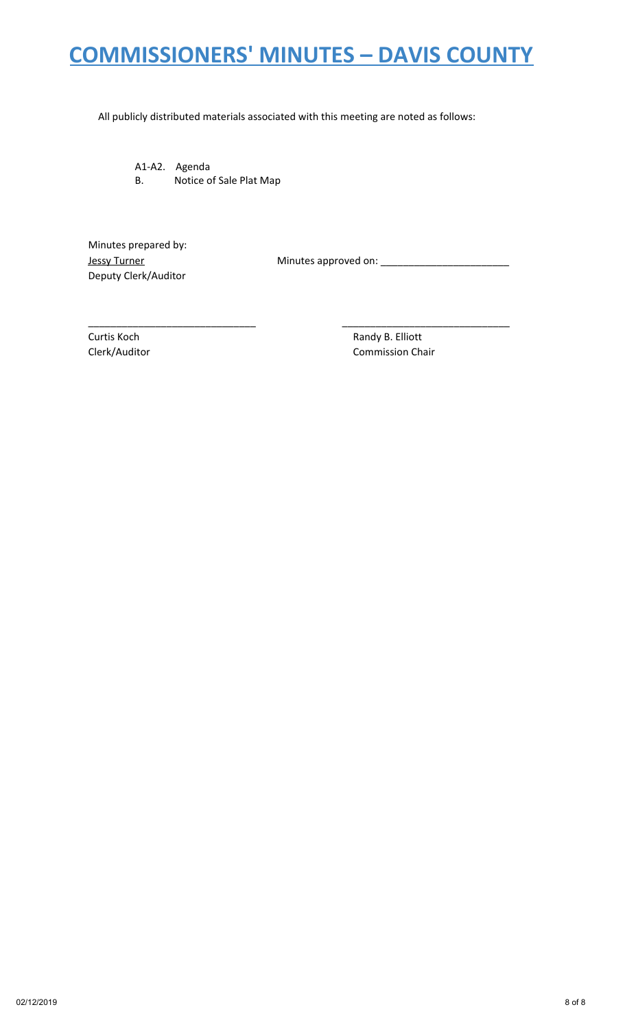# COMMISSIONERS' MINUTES – DAVIS COUNTY

All publicly distributed materials associated with this meeting are noted as follows:

A1-A2. Agenda
B. Notice of Sale Plat Map

Minutes prepared by:
Jessy Turner
Deputy Clerk/Auditor

Minutes approved on: _______________________

_____________________________
Curtis Koch
Clerk/Auditor

_____________________________
Randy B. Elliott
Commission Chair